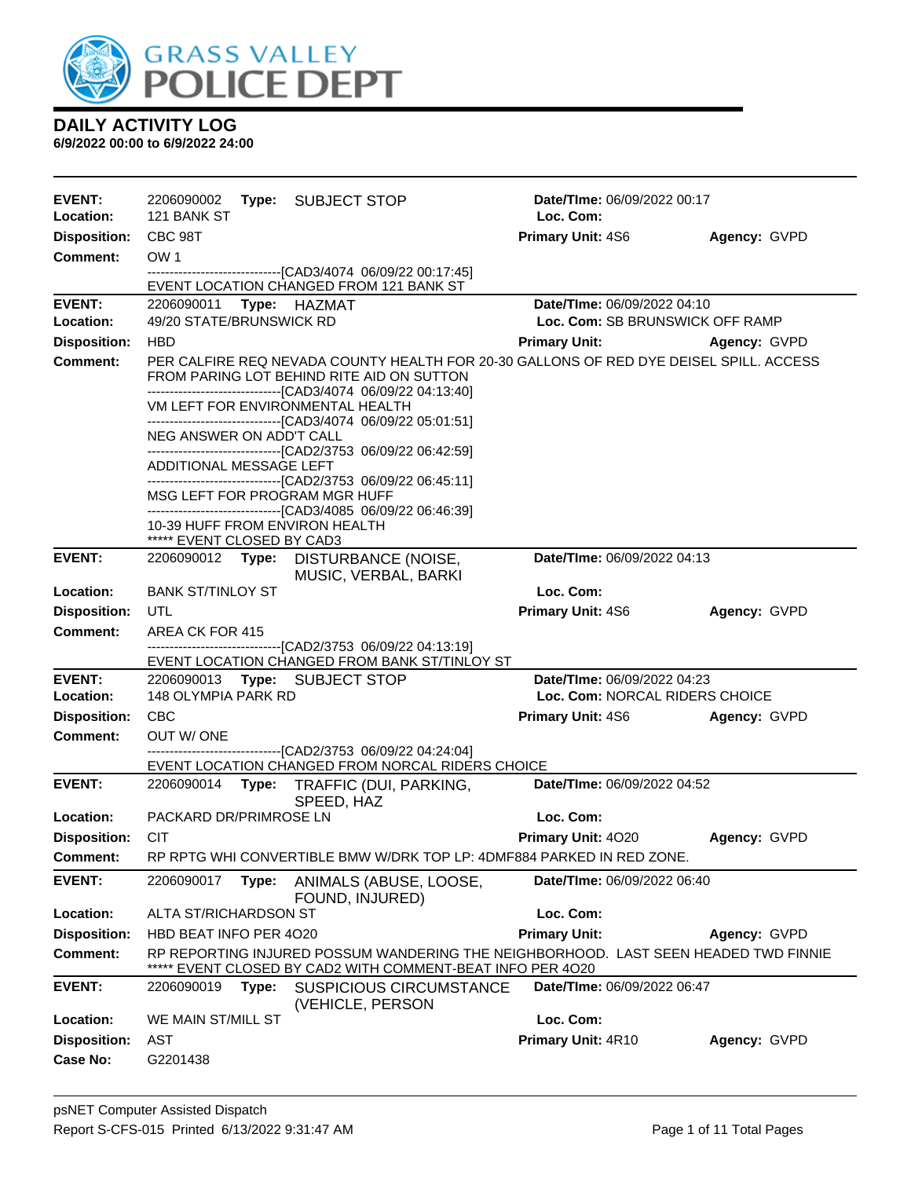GRASS VALLEY POLICE DEPT

## DAILY ACTIVITY LOG

**6/9/2022 00:00 to 6/9/2022 24:00**

---

**EVENT:** 2206090002 **Type:** SUBJECT STOP **Date/TIme:** 06/09/2022 00:17
**Location:** 121 BANK ST **Loc. Com:**
**Disposition:** CBC 98T **Primary Unit:** 4S6 **Agency:** GVPD
**Comment:** OW 1
------------------------------[CAD3/4074 06/09/22 00:17:45]
EVENT LOCATION CHANGED FROM 121 BANK ST

---

**EVENT:** 2206090011 **Type:** HAZMAT **Date/TIme:** 06/09/2022 04:10
**Location:** 49/20 STATE/BRUNSWICK RD **Loc. Com:** SB BRUNSWICK OFF RAMP
**Disposition:** HBD **Primary Unit:** **Agency:** GVPD
**Comment:** PER CALFIRE REQ NEVADA COUNTY HEALTH FOR 20-30 GALLONS OF RED DYE DEISEL SPILL. ACCESS FROM PARING LOT BEHIND RITE AID ON SUTTON
------------------------------[CAD3/4074 06/09/22 04:13:40]
VM LEFT FOR ENVIRONMENTAL HEALTH
------------------------------[CAD3/4074 06/09/22 05:01:51]
NEG ANSWER ON ADD'T CALL
------------------------------[CAD2/3753 06/09/22 06:42:59]
ADDITIONAL MESSAGE LEFT
------------------------------[CAD2/3753 06/09/22 06:45:11]
MSG LEFT FOR PROGRAM MGR HUFF
------------------------------[CAD3/4085 06/09/22 06:46:39]
10-39 HUFF FROM ENVIRON HEALTH
***** EVENT CLOSED BY CAD3

---

**EVENT:** 2206090012 **Type:** DISTURBANCE (NOISE, MUSIC, VERBAL, BARKI **Date/TIme:** 06/09/2022 04:13
**Location:** BANK ST/TINLOY ST **Loc. Com:**
**Disposition:** UTL **Primary Unit:** 4S6 **Agency:** GVPD
**Comment:** AREA CK FOR 415
------------------------------[CAD2/3753 06/09/22 04:13:19]
EVENT LOCATION CHANGED FROM BANK ST/TINLOY ST

---

**EVENT:** 2206090013 **Type:** SUBJECT STOP **Date/TIme:** 06/09/2022 04:23
**Location:** 148 OLYMPIA PARK RD **Loc. Com:** NORCAL RIDERS CHOICE
**Disposition:** CBC **Primary Unit:** 4S6 **Agency:** GVPD
**Comment:** OUT W/ ONE
------------------------------[CAD2/3753 06/09/22 04:24:04]
EVENT LOCATION CHANGED FROM NORCAL RIDERS CHOICE

---

**EVENT:** 2206090014 **Type:** TRAFFIC (DUI, PARKING, SPEED, HAZ **Date/TIme:** 06/09/2022 04:52
**Location:** PACKARD DR/PRIMROSE LN **Loc. Com:**
**Disposition:** CIT **Primary Unit:** 4O20 **Agency:** GVPD
**Comment:** RP RPTG WHI CONVERTIBLE BMW W/DRK TOP LP: 4DMF884 PARKED IN RED ZONE.

---

**EVENT:** 2206090017 **Type:** ANIMALS (ABUSE, LOOSE, FOUND, INJURED) **Date/TIme:** 06/09/2022 06:40
**Location:** ALTA ST/RICHARDSON ST **Loc. Com:**
**Disposition:** HBD BEAT INFO PER 4O20 **Primary Unit:** **Agency:** GVPD
**Comment:** RP REPORTING INJURED POSSUM WANDERING THE NEIGHBORHOOD. LAST SEEN HEADED TWD FINNIE
***** EVENT CLOSED BY CAD2 WITH COMMENT-BEAT INFO PER 4O20

---

**EVENT:** 2206090019 **Type:** SUSPICIOUS CIRCUMSTANCE (VEHICLE, PERSON **Date/TIme:** 06/09/2022 06:47
**Location:** WE MAIN ST/MILL ST **Loc. Com:**
**Disposition:** AST **Primary Unit:** 4R10 **Agency:** GVPD
**Case No:** G2201438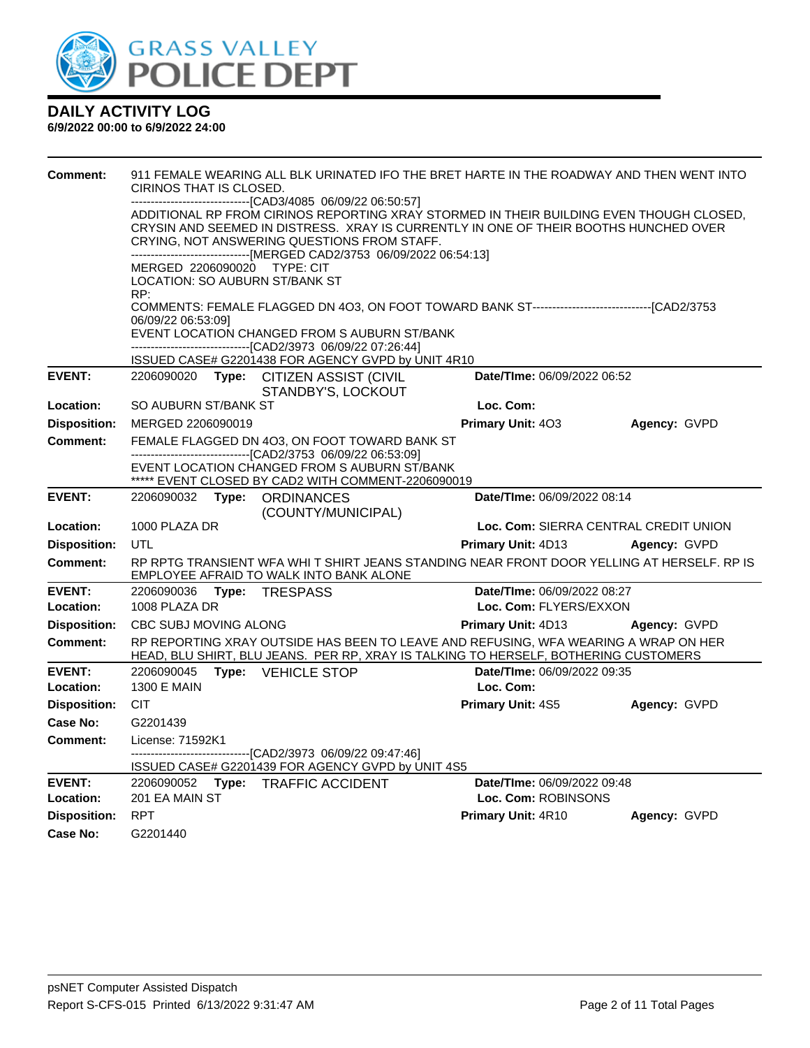**DAILY ACTIVITY LOG**
**6/9/2022 00:00 to 6/9/2022 24:00**

| | | | | |
|---|---|---|---|---|
| **Comment:** | 911 FEMALE WEARING ALL BLK URINATED IFO THE BRET HARTE IN THE ROADWAY AND THEN WENT INTO CIRINOS THAT IS CLOSED.<br>------------------------------[CAD3/4085 06/09/22 06:50:57]<br>ADDITIONAL RP FROM CIRINOS REPORTING XRAY STORMED IN THEIR BUILDING EVEN THOUGH CLOSED, CRYSIN AND SEEMED IN DISTRESS. XRAY IS CURRENTLY IN ONE OF THEIR BOOTHS HUNCHED OVER CRYING, NOT ANSWERING QUESTIONS FROM STAFF.<br>------------------------------[MERGED CAD2/3753 06/09/2022 06:54:13]<br>MERGED 2206090020 TYPE: CIT<br>LOCATION: SO AUBURN ST/BANK ST<br>RP:<br>COMMENTS: FEMALE FLAGGED DN 4O3, ON FOOT TOWARD BANK ST------------------------------[CAD2/3753 06/09/22 06:53:09]<br>EVENT LOCATION CHANGED FROM S AUBURN ST/BANK<br>------------------------------[CAD2/3973 06/09/22 07:26:44]<br>ISSUED CASE# G2201438 FOR AGENCY GVPD by UNIT 4R10 | | | |

| | | | | |
|---|---|---|---|---|
| **EVENT:** | 2206090020 **Type:** CITIZEN ASSIST (CIVIL STANDBY'S, LOCKOUT | **Date/TIme:** 06/09/2022 06:52 | | |
| **Location:** | SO AUBURN ST/BANK ST | **Loc. Com:** | | |
| **Disposition:** | MERGED 2206090019 | **Primary Unit:** 4O3 | **Agency:** GVPD | |
| **Comment:** | FEMALE FLAGGED DN 4O3, ON FOOT TOWARD BANK ST<br>------------------------------[CAD2/3753 06/09/22 06:53:09]<br>EVENT LOCATION CHANGED FROM S AUBURN ST/BANK<br>***** EVENT CLOSED BY CAD2 WITH COMMENT-2206090019 | | | |

| | | | | |
|---|---|---|---|---|
| **EVENT:** | 2206090032 **Type:** ORDINANCES (COUNTY/MUNICIPAL) | **Date/TIme:** 06/09/2022 08:14 | | |
| **Location:** | 1000 PLAZA DR | **Loc. Com:** SIERRA CENTRAL CREDIT UNION | | |
| **Disposition:** | UTL | **Primary Unit:** 4D13 | **Agency:** GVPD | |
| **Comment:** | RP RPTG TRANSIENT WFA WHI T SHIRT JEANS STANDING NEAR FRONT DOOR YELLING AT HERSELF. RP IS EMPLOYEE AFRAID TO WALK INTO BANK ALONE | | | |

| | | | | |
|---|---|---|---|---|
| **EVENT:** | 2206090036 **Type:** TRESPASS | **Date/TIme:** 06/09/2022 08:27 | | |
| **Location:** | 1008 PLAZA DR | **Loc. Com:** FLYERS/EXXON | | |
| **Disposition:** | CBC SUBJ MOVING ALONG | **Primary Unit:** 4D13 | **Agency:** GVPD | |
| **Comment:** | RP REPORTING XRAY OUTSIDE HAS BEEN TO LEAVE AND REFUSING, WFA WEARING A WRAP ON HER HEAD, BLU SHIRT, BLU JEANS. PER RP, XRAY IS TALKING TO HERSELF, BOTHERING CUSTOMERS | | | |

| | | | | |
|---|---|---|---|---|
| **EVENT:** | 2206090045 **Type:** VEHICLE STOP | **Date/TIme:** 06/09/2022 09:35 | | |
| **Location:** | 1300 E MAIN | **Loc. Com:** | | |
| **Disposition:** | CIT | **Primary Unit:** 4S5 | **Agency:** GVPD | |
| **Case No:** | G2201439 | | | |
| **Comment:** | License: 71592K1<br>------------------------------[CAD2/3973 06/09/22 09:47:46]<br>ISSUED CASE# G2201439 FOR AGENCY GVPD by UNIT 4S5 | | | |

| | | | | |
|---|---|---|---|---|
| **EVENT:** | 2206090052 **Type:** TRAFFIC ACCIDENT | **Date/TIme:** 06/09/2022 09:48 | | |
| **Location:** | 201 EA MAIN ST | **Loc. Com:** ROBINSONS | | |
| **Disposition:** | RPT | **Primary Unit:** 4R10 | **Agency:** GVPD | |
| **Case No:** | G2201440 | | | |

psNET Computer Assisted Dispatch
Report S-CFS-015 Printed 6/13/2022 9:31:47 AM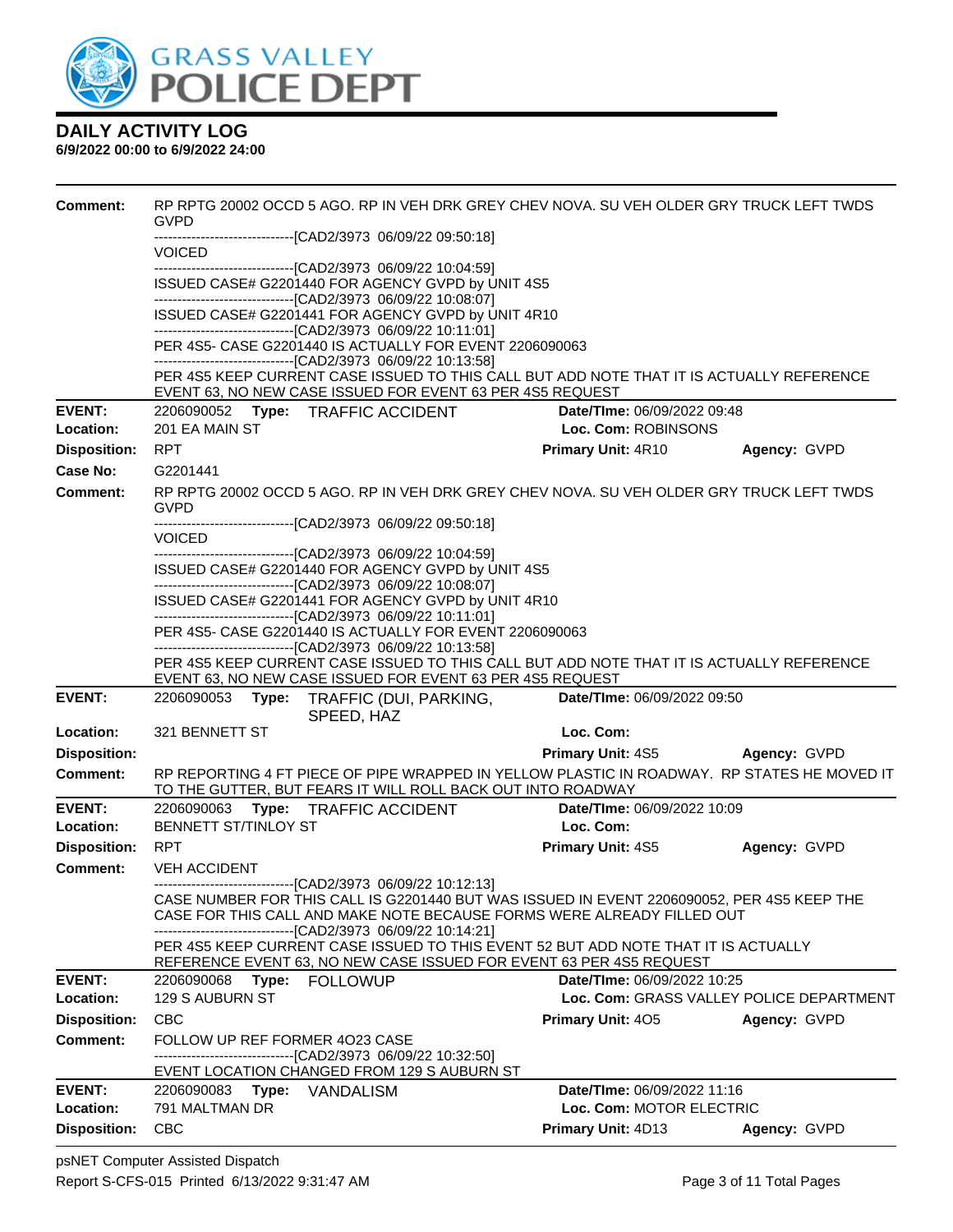**DAILY ACTIVITY LOG**
**6/9/2022 00:00 to 6/9/2022 24:00**

**Comment:** RP RPTG 20002 OCCD 5 AGO. RP IN VEH DRK GREY CHEV NOVA. SU VEH OLDER GRY TRUCK LEFT TWDS GVPD
------------------------------[CAD2/3973 06/09/22 09:50:18]
VOICED
------------------------------[CAD2/3973 06/09/22 10:04:59]
ISSUED CASE# G2201440 FOR AGENCY GVPD by UNIT 4S5
------------------------------[CAD2/3973 06/09/22 10:08:07]
ISSUED CASE# G2201441 FOR AGENCY GVPD by UNIT 4R10
------------------------------[CAD2/3973 06/09/22 10:11:01]
PER 4S5- CASE G2201440 IS ACTUALLY FOR EVENT 2206090063
------------------------------[CAD2/3973 06/09/22 10:13:58]
PER 4S5 KEEP CURRENT CASE ISSUED TO THIS CALL BUT ADD NOTE THAT IT IS ACTUALLY REFERENCE EVENT 63, NO NEW CASE ISSUED FOR EVENT 63 PER 4S5 REQUEST

---

**EVENT:** 2206090052 **Type:** TRAFFIC ACCIDENT **Date/TIme:** 06/09/2022 09:48
**Location:** 201 EA MAIN ST **Loc. Com:** ROBINSONS
**Disposition:** RPT **Primary Unit:** 4R10 **Agency:** GVPD
**Case No:** G2201441
**Comment:** RP RPTG 20002 OCCD 5 AGO. RP IN VEH DRK GREY CHEV NOVA. SU VEH OLDER GRY TRUCK LEFT TWDS GVPD
------------------------------[CAD2/3973 06/09/22 09:50:18]
VOICED
------------------------------[CAD2/3973 06/09/22 10:04:59]
ISSUED CASE# G2201440 FOR AGENCY GVPD by UNIT 4S5
------------------------------[CAD2/3973 06/09/22 10:08:07]
ISSUED CASE# G2201441 FOR AGENCY GVPD by UNIT 4R10
------------------------------[CAD2/3973 06/09/22 10:11:01]
PER 4S5- CASE G2201440 IS ACTUALLY FOR EVENT 2206090063
------------------------------[CAD2/3973 06/09/22 10:13:58]
PER 4S5 KEEP CURRENT CASE ISSUED TO THIS CALL BUT ADD NOTE THAT IT IS ACTUALLY REFERENCE EVENT 63, NO NEW CASE ISSUED FOR EVENT 63 PER 4S5 REQUEST

---

**EVENT:** 2206090053 **Type:** TRAFFIC (DUI, PARKING, SPEED, HAZ **Date/TIme:** 06/09/2022 09:50
**Location:** 321 BENNETT ST **Loc. Com:**
**Disposition:** **Primary Unit:** 4S5 **Agency:** GVPD
**Comment:** RP REPORTING 4 FT PIECE OF PIPE WRAPPED IN YELLOW PLASTIC IN ROADWAY. RP STATES HE MOVED IT TO THE GUTTER, BUT FEARS IT WILL ROLL BACK OUT INTO ROADWAY

---

**EVENT:** 2206090063 **Type:** TRAFFIC ACCIDENT **Date/TIme:** 06/09/2022 10:09
**Location:** BENNETT ST/TINLOY ST **Loc. Com:**
**Disposition:** RPT **Primary Unit:** 4S5 **Agency:** GVPD
**Comment:** VEH ACCIDENT
------------------------------[CAD2/3973 06/09/22 10:12:13]
CASE NUMBER FOR THIS CALL IS G2201440 BUT WAS ISSUED IN EVENT 2206090052, PER 4S5 KEEP THE CASE FOR THIS CALL AND MAKE NOTE BECAUSE FORMS WERE ALREADY FILLED OUT
------------------------------[CAD2/3973 06/09/22 10:14:21]
PER 4S5 KEEP CURRENT CASE ISSUED TO THIS EVENT 52 BUT ADD NOTE THAT IT IS ACTUALLY REFERENCE EVENT 63, NO NEW CASE ISSUED FOR EVENT 63 PER 4S5 REQUEST

---

**EVENT:** 2206090068 **Type:** FOLLOWUP **Date/TIme:** 06/09/2022 10:25
**Location:** 129 S AUBURN ST **Loc. Com:** GRASS VALLEY POLICE DEPARTMENT
**Disposition:** CBC **Primary Unit:** 4O5 **Agency:** GVPD
**Comment:** FOLLOW UP REF FORMER 4O23 CASE
------------------------------[CAD2/3973 06/09/22 10:32:50]
EVENT LOCATION CHANGED FROM 129 S AUBURN ST

---

**EVENT:** 2206090083 **Type:** VANDALISM **Date/TIme:** 06/09/2022 11:16
**Location:** 791 MALTMAN DR **Loc. Com:** MOTOR ELECTRIC
**Disposition:** CBC **Primary Unit:** 4D13 **Agency:** GVPD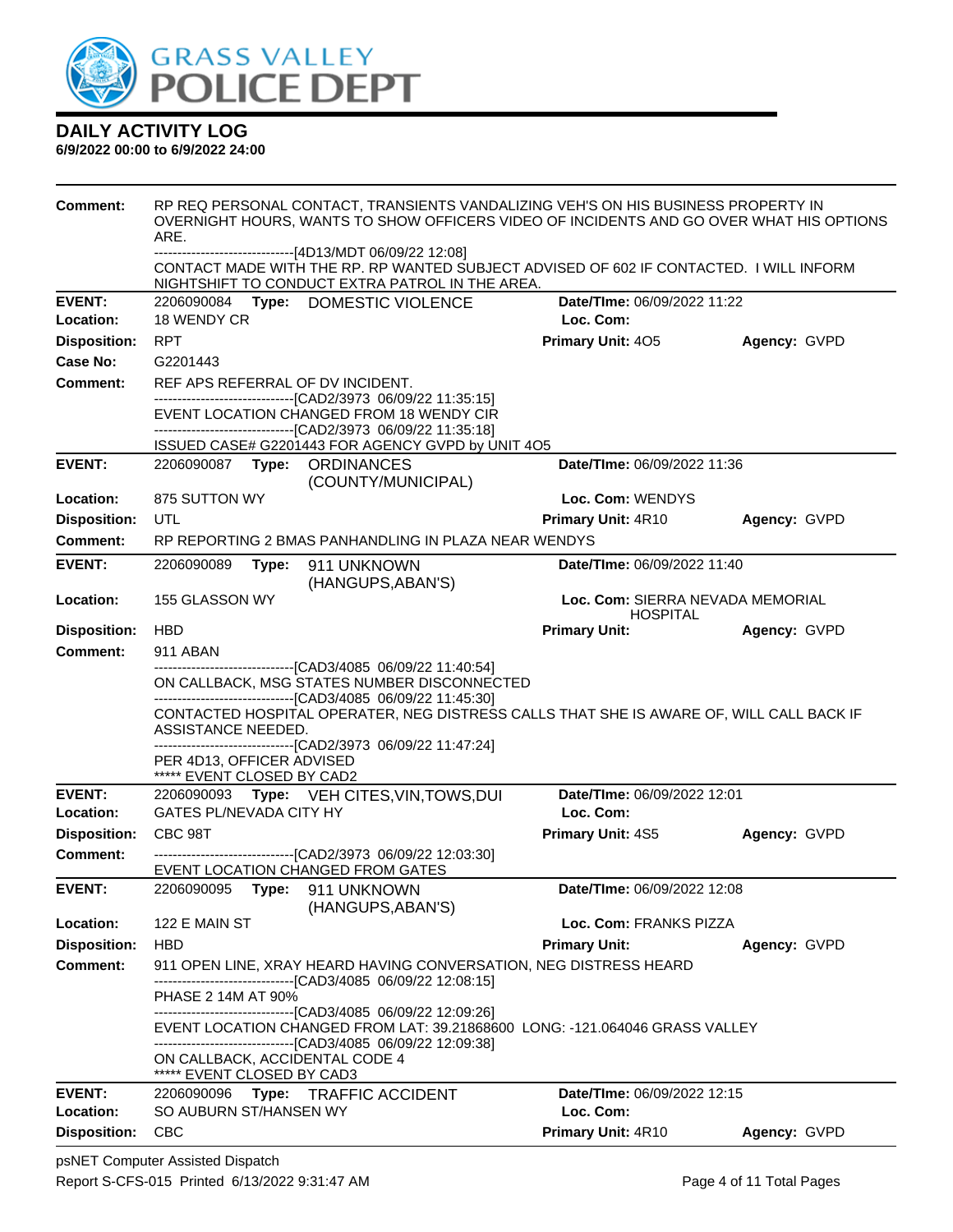# DAILY ACTIVITY LOG

**6/9/2022 00:00 to 6/9/2022 24:00**

**Comment:** RP REQ PERSONAL CONTACT, TRANSIENTS VANDALIZING VEH'S ON HIS BUSINESS PROPERTY IN OVERNIGHT HOURS, WANTS TO SHOW OFFICERS VIDEO OF INCIDENTS AND GO OVER WHAT HIS OPTIONS ARE.
------------------------------[4D13/MDT 06/09/22 12:08]
CONTACT MADE WITH THE RP. RP WANTED SUBJECT ADVISED OF 602 IF CONTACTED. I WILL INFORM NIGHTSHIFT TO CONDUCT EXTRA PATROL IN THE AREA.

---

**EVENT:** 2206090084 **Type:** DOMESTIC VIOLENCE **Date/TIme:** 06/09/2022 11:22
**Location:** 18 WENDY CR **Loc. Com:**
**Disposition:** RPT **Primary Unit:** 4O5 **Agency:** GVPD
**Case No:** G2201443
**Comment:** REF APS REFERRAL OF DV INCIDENT.
------------------------------[CAD2/3973 06/09/22 11:35:15]
EVENT LOCATION CHANGED FROM 18 WENDY CIR
------------------------------[CAD2/3973 06/09/22 11:35:18]
ISSUED CASE# G2201443 FOR AGENCY GVPD by UNIT 4O5

---

**EVENT:** 2206090087 **Type:** ORDINANCES (COUNTY/MUNICIPAL) **Date/TIme:** 06/09/2022 11:36
**Location:** 875 SUTTON WY **Loc. Com:** WENDYS
**Disposition:** UTL **Primary Unit:** 4R10 **Agency:** GVPD
**Comment:** RP REPORTING 2 BMAS PANHANDLING IN PLAZA NEAR WENDYS

---

**EVENT:** 2206090089 **Type:** 911 UNKNOWN (HANGUPS,ABAN'S) **Date/TIme:** 06/09/2022 11:40
**Location:** 155 GLASSON WY **Loc. Com:** SIERRA NEVADA MEMORIAL HOSPITAL
**Disposition:** HBD **Primary Unit:** **Agency:** GVPD
**Comment:** 911 ABAN
------------------------------[CAD3/4085 06/09/22 11:40:54]
ON CALLBACK, MSG STATES NUMBER DISCONNECTED
------------------------------[CAD3/4085 06/09/22 11:45:30]
CONTACTED HOSPITAL OPERATER, NEG DISTRESS CALLS THAT SHE IS AWARE OF, WILL CALL BACK IF ASSISTANCE NEEDED.
------------------------------[CAD2/3973 06/09/22 11:47:24]
PER 4D13, OFFICER ADVISED
***** EVENT CLOSED BY CAD2

---

**EVENT:** 2206090093 **Type:** VEH CITES,VIN,TOWS,DUI **Date/TIme:** 06/09/2022 12:01
**Location:** GATES PL/NEVADA CITY HY **Loc. Com:**
**Disposition:** CBC 98T **Primary Unit:** 4S5 **Agency:** GVPD
**Comment:** ------------------------------[CAD2/3973 06/09/22 12:03:30]
EVENT LOCATION CHANGED FROM GATES

---

**EVENT:** 2206090095 **Type:** 911 UNKNOWN (HANGUPS,ABAN'S) **Date/TIme:** 06/09/2022 12:08
**Location:** 122 E MAIN ST **Loc. Com:** FRANKS PIZZA
**Disposition:** HBD **Primary Unit:** **Agency:** GVPD
**Comment:** 911 OPEN LINE, XRAY HEARD HAVING CONVERSATION, NEG DISTRESS HEARD
------------------------------[CAD3/4085 06/09/22 12:08:15]
PHASE 2 14M AT 90%
------------------------------[CAD3/4085 06/09/22 12:09:26]
EVENT LOCATION CHANGED FROM LAT: 39.21868600 LONG: -121.064046 GRASS VALLEY
------------------------------[CAD3/4085 06/09/22 12:09:38]
ON CALLBACK, ACCIDENTAL CODE 4
***** EVENT CLOSED BY CAD3

---

**EVENT:** 2206090096 **Type:** TRAFFIC ACCIDENT **Date/TIme:** 06/09/2022 12:15
**Location:** SO AUBURN ST/HANSEN WY **Loc. Com:**
**Disposition:** CBC **Primary Unit:** 4R10 **Agency:** GVPD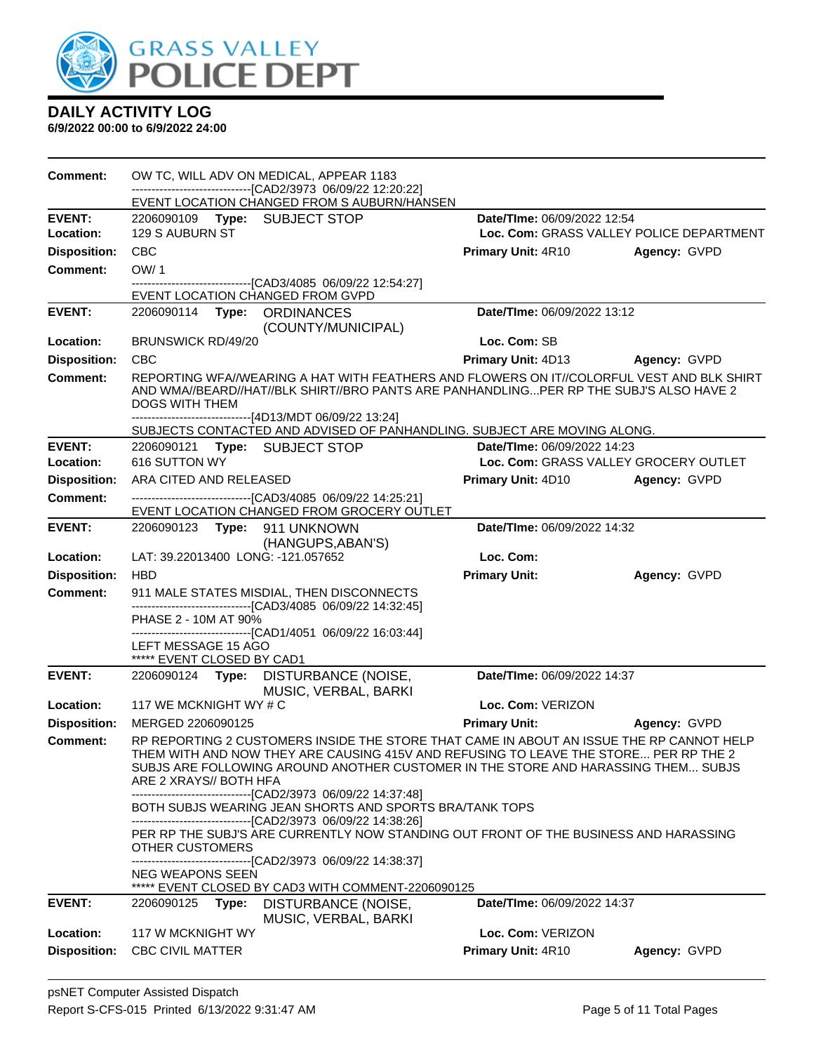# GRASS VALLEY POLICE DEPT

## DAILY ACTIVITY LOG

**6/9/2022 00:00 to 6/9/2022 24:00**

**Comment:** OW TC, WILL ADV ON MEDICAL, APPEAR 1183
------------------------------[CAD2/3973 06/09/22 12:20:22]
EVENT LOCATION CHANGED FROM S AUBURN/HANSEN

---

**EVENT:** 2206090109 **Type:** SUBJECT STOP **Date/TIme:** 06/09/2022 12:54
**Location:** 129 S AUBURN ST **Loc. Com:** GRASS VALLEY POLICE DEPARTMENT
**Disposition:** CBC **Primary Unit:** 4R10 **Agency:** GVPD
**Comment:** OW/ 1
------------------------------[CAD3/4085 06/09/22 12:54:27]
EVENT LOCATION CHANGED FROM GVPD

---

**EVENT:** 2206090114 **Type:** ORDINANCES (COUNTY/MUNICIPAL) **Date/TIme:** 06/09/2022 13:12
**Location:** BRUNSWICK RD/49/20 **Loc. Com:** SB
**Disposition:** CBC **Primary Unit:** 4D13 **Agency:** GVPD
**Comment:** REPORTING WFA//WEARING A HAT WITH FEATHERS AND FLOWERS ON IT//COLORFUL VEST AND BLK SHIRT AND WMA//BEARD//HAT//BLK SHIRT//BRO PANTS ARE PANHANDLING...PER RP THE SUBJ'S ALSO HAVE 2 DOGS WITH THEM
------------------------------[4D13/MDT 06/09/22 13:24]
SUBJECTS CONTACTED AND ADVISED OF PANHANDLING. SUBJECT ARE MOVING ALONG.

---

**EVENT:** 2206090121 **Type:** SUBJECT STOP **Date/TIme:** 06/09/2022 14:23
**Location:** 616 SUTTON WY **Loc. Com:** GRASS VALLEY GROCERY OUTLET
**Disposition:** ARA CITED AND RELEASED **Primary Unit:** 4D10 **Agency:** GVPD
**Comment:** ------------------------------[CAD3/4085 06/09/22 14:25:21]
EVENT LOCATION CHANGED FROM GROCERY OUTLET

---

**EVENT:** 2206090123 **Type:** 911 UNKNOWN (HANGUPS,ABAN'S) **Date/TIme:** 06/09/2022 14:32
**Location:** LAT: 39.22013400 LONG: -121.057652 **Loc. Com:**
**Disposition:** HBD **Primary Unit:** **Agency:** GVPD
**Comment:** 911 MALE STATES MISDIAL, THEN DISCONNECTS
------------------------------[CAD3/4085 06/09/22 14:32:45]
PHASE 2 - 10M AT 90%
------------------------------[CAD1/4051 06/09/22 16:03:44]
LEFT MESSAGE 15 AGO
***** EVENT CLOSED BY CAD1

---

**EVENT:** 2206090124 **Type:** DISTURBANCE (NOISE, MUSIC, VERBAL, BARKI **Date/TIme:** 06/09/2022 14:37
**Location:** 117 WE MCKNIGHT WY # C **Loc. Com:** VERIZON
**Disposition:** MERGED 2206090125 **Primary Unit:** **Agency:** GVPD
**Comment:** RP REPORTING 2 CUSTOMERS INSIDE THE STORE THAT CAME IN ABOUT AN ISSUE THE RP CANNOT HELP THEM WITH AND NOW THEY ARE CAUSING 415V AND REFUSING TO LEAVE THE STORE... PER RP THE 2 SUBJS ARE FOLLOWING AROUND ANOTHER CUSTOMER IN THE STORE AND HARASSING THEM... SUBJS ARE 2 XRAYS// BOTH HFA
------------------------------[CAD2/3973 06/09/22 14:37:48]
BOTH SUBJS WEARING JEAN SHORTS AND SPORTS BRA/TANK TOPS
------------------------------[CAD2/3973 06/09/22 14:38:26]
PER RP THE SUBJ'S ARE CURRENTLY NOW STANDING OUT FRONT OF THE BUSINESS AND HARASSING OTHER CUSTOMERS
------------------------------[CAD2/3973 06/09/22 14:38:37]
NEG WEAPONS SEEN
***** EVENT CLOSED BY CAD3 WITH COMMENT-2206090125

---

**EVENT:** 2206090125 **Type:** DISTURBANCE (NOISE, MUSIC, VERBAL, BARKI **Date/TIme:** 06/09/2022 14:37
**Location:** 117 W MCKNIGHT WY **Loc. Com:** VERIZON
**Disposition:** CBC CIVIL MATTER **Primary Unit:** 4R10 **Agency:** GVPD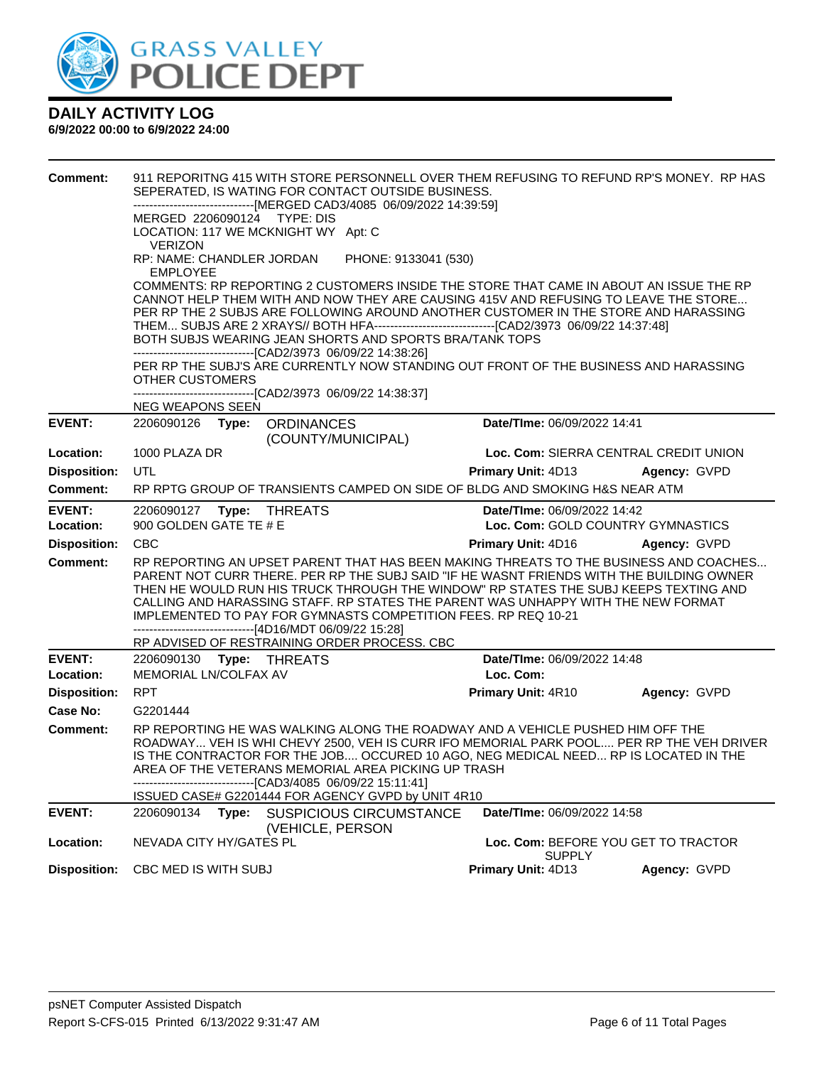**DAILY ACTIVITY LOG**
**6/9/2022 00:00 to 6/9/2022 24:00**

**Comment:** 911 REPORITNG 415 WITH STORE PERSONNELL OVER THEM REFUSING TO REFUND RP'S MONEY. RP HAS SEPERATED, IS WATING FOR CONTACT OUTSIDE BUSINESS.
------------------------------[MERGED CAD3/4085 06/09/2022 14:39:59]
MERGED 2206090124 TYPE: DIS
LOCATION: 117 WE MCKNIGHT WY Apt: C
VERIZON
RP: NAME: CHANDLER JORDAN PHONE: 9133041 (530)
EMPLOYEE
COMMENTS: RP REPORTING 2 CUSTOMERS INSIDE THE STORE THAT CAME IN ABOUT AN ISSUE THE RP CANNOT HELP THEM WITH AND NOW THEY ARE CAUSING 415V AND REFUSING TO LEAVE THE STORE... PER RP THE 2 SUBJS ARE FOLLOWING AROUND ANOTHER CUSTOMER IN THE STORE AND HARASSING THEM... SUBJS ARE 2 XRAYS// BOTH HFA------------------------------[CAD2/3973 06/09/22 14:37:48]
BOTH SUBJS WEARING JEAN SHORTS AND SPORTS BRA/TANK TOPS
------------------------------[CAD2/3973 06/09/22 14:38:26]
PER RP THE SUBJ'S ARE CURRENTLY NOW STANDING OUT FRONT OF THE BUSINESS AND HARASSING OTHER CUSTOMERS
------------------------------[CAD2/3973 06/09/22 14:38:37]
NEG WEAPONS SEEN

---

**EVENT:** 2206090126 **Type:** ORDINANCES (COUNTY/MUNICIPAL) **Date/TIme:** 06/09/2022 14:41
**Location:** 1000 PLAZA DR **Loc. Com:** SIERRA CENTRAL CREDIT UNION
**Disposition:** UTL **Primary Unit:** 4D13 **Agency:** GVPD
**Comment:** RP RPTG GROUP OF TRANSIENTS CAMPED ON SIDE OF BLDG AND SMOKING H&S NEAR ATM

---

**EVENT:** 2206090127 **Type:** THREATS **Date/TIme:** 06/09/2022 14:42
**Location:** 900 GOLDEN GATE TE # E **Loc. Com:** GOLD COUNTRY GYMNASTICS
**Disposition:** CBC **Primary Unit:** 4D16 **Agency:** GVPD
**Comment:** RP REPORTING AN UPSET PARENT THAT HAS BEEN MAKING THREATS TO THE BUSINESS AND COACHES... PARENT NOT CURR THERE. PER RP THE SUBJ SAID "IF HE WASNT FRIENDS WITH THE BUILDING OWNER THEN HE WOULD RUN HIS TRUCK THROUGH THE WINDOW" RP STATES THE SUBJ KEEPS TEXTING AND CALLING AND HARASSING STAFF. RP STATES THE PARENT WAS UNHAPPY WITH THE NEW FORMAT IMPLEMENTED TO PAY FOR GYMNASTS COMPETITION FEES. RP REQ 10-21
------------------------------[4D16/MDT 06/09/22 15:28]
RP ADVISED OF RESTRAINING ORDER PROCESS. CBC

---

**EVENT:** 2206090130 **Type:** THREATS **Date/TIme:** 06/09/2022 14:48
**Location:** MEMORIAL LN/COLFAX AV **Loc. Com:**
**Disposition:** RPT **Primary Unit:** 4R10 **Agency:** GVPD
**Case No:** G2201444
**Comment:** RP REPORTING HE WAS WALKING ALONG THE ROADWAY AND A VEHICLE PUSHED HIM OFF THE ROADWAY... VEH IS WHI CHEVY 2500, VEH IS CURR IFO MEMORIAL PARK POOL.... PER RP THE VEH DRIVER IS THE CONTRACTOR FOR THE JOB.... OCCURED 10 AGO, NEG MEDICAL NEED... RP IS LOCATED IN THE AREA OF THE VETERANS MEMORIAL AREA PICKING UP TRASH
------------------------------[CAD3/4085 06/09/22 15:11:41]
ISSUED CASE# G2201444 FOR AGENCY GVPD by UNIT 4R10

---

**EVENT:** 2206090134 **Type:** SUSPICIOUS CIRCUMSTANCE (VEHICLE, PERSON **Date/TIme:** 06/09/2022 14:58
**Location:** NEVADA CITY HY/GATES PL **Loc. Com:** BEFORE YOU GET TO TRACTOR SUPPLY
**Disposition:** CBC MED IS WITH SUBJ **Primary Unit:** 4D13 **Agency:** GVPD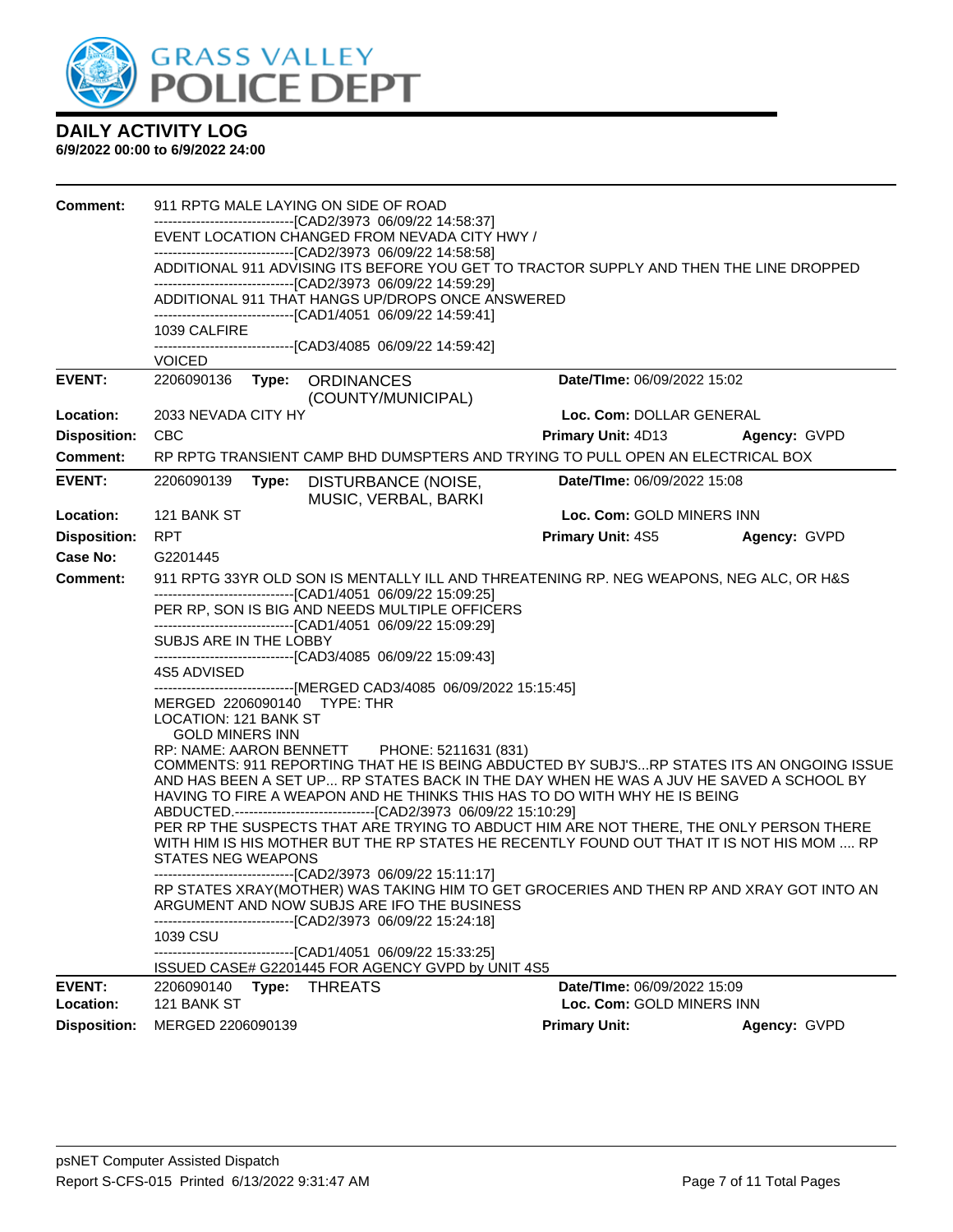# DAILY ACTIVITY LOG

**6/9/2022 00:00 to 6/9/2022 24:00**

**Comment:** 911 RPTG MALE LAYING ON SIDE OF ROAD
------------------------------[CAD2/3973 06/09/22 14:58:37]
EVENT LOCATION CHANGED FROM NEVADA CITY HWY /
------------------------------[CAD2/3973 06/09/22 14:58:58]
ADDITIONAL 911 ADVISING ITS BEFORE YOU GET TO TRACTOR SUPPLY AND THEN THE LINE DROPPED
------------------------------[CAD2/3973 06/09/22 14:59:29]
ADDITIONAL 911 THAT HANGS UP/DROPS ONCE ANSWERED
------------------------------[CAD1/4051 06/09/22 14:59:41]
1039 CALFIRE
------------------------------[CAD3/4085 06/09/22 14:59:42]
VOICED

---

**EVENT:** 2206090136 **Type:** ORDINANCES (COUNTY/MUNICIPAL) **Date/TIme:** 06/09/2022 15:02
**Location:** 2033 NEVADA CITY HY **Loc. Com:** DOLLAR GENERAL
**Disposition:** CBC **Primary Unit:** 4D13 **Agency:** GVPD
**Comment:** RP RPTG TRANSIENT CAMP BHD DUMSPTERS AND TRYING TO PULL OPEN AN ELECTRICAL BOX

---

**EVENT:** 2206090139 **Type:** DISTURBANCE (NOISE, MUSIC, VERBAL, BARKI **Date/TIme:** 06/09/2022 15:08
**Location:** 121 BANK ST **Loc. Com:** GOLD MINERS INN
**Disposition:** RPT **Primary Unit:** 4S5 **Agency:** GVPD
**Case No:** G2201445
**Comment:** 911 RPTG 33YR OLD SON IS MENTALLY ILL AND THREATENING RP. NEG WEAPONS, NEG ALC, OR H&S
------------------------------[CAD1/4051 06/09/22 15:09:25]
PER RP, SON IS BIG AND NEEDS MULTIPLE OFFICERS
------------------------------[CAD1/4051 06/09/22 15:09:29]
SUBJS ARE IN THE LOBBY
------------------------------[CAD3/4085 06/09/22 15:09:43]
4S5 ADVISED
------------------------------[MERGED CAD3/4085 06/09/2022 15:15:45]
MERGED 2206090140 TYPE: THR
LOCATION: 121 BANK ST
GOLD MINERS INN
RP: NAME: AARON BENNETT PHONE: 5211631 (831)
COMMENTS: 911 REPORTING THAT HE IS BEING ABDUCTED BY SUBJ'S...RP STATES ITS AN ONGOING ISSUE AND HAS BEEN A SET UP... RP STATES BACK IN THE DAY WHEN HE WAS A JUV HE SAVED A SCHOOL BY HAVING TO FIRE A WEAPON AND HE THINKS THIS HAS TO DO WITH WHY HE IS BEING ABDUCTED.------------------------------[CAD2/3973 06/09/22 15:10:29]
PER RP THE SUSPECTS THAT ARE TRYING TO ABDUCT HIM ARE NOT THERE, THE ONLY PERSON THERE WITH HIM IS HIS MOTHER BUT THE RP STATES HE RECENTLY FOUND OUT THAT IT IS NOT HIS MOM .... RP STATES NEG WEAPONS
------------------------------[CAD2/3973 06/09/22 15:11:17]
RP STATES XRAY(MOTHER) WAS TAKING HIM TO GET GROCERIES AND THEN RP AND XRAY GOT INTO AN ARGUMENT AND NOW SUBJS ARE IFO THE BUSINESS
------------------------------[CAD2/3973 06/09/22 15:24:18]
1039 CSU
------------------------------[CAD1/4051 06/09/22 15:33:25]
ISSUED CASE# G2201445 FOR AGENCY GVPD by UNIT 4S5

---

**EVENT:** 2206090140 **Type:** THREATS **Date/TIme:** 06/09/2022 15:09
**Location:** 121 BANK ST **Loc. Com:** GOLD MINERS INN
**Disposition:** MERGED 2206090139 **Primary Unit:** **Agency:** GVPD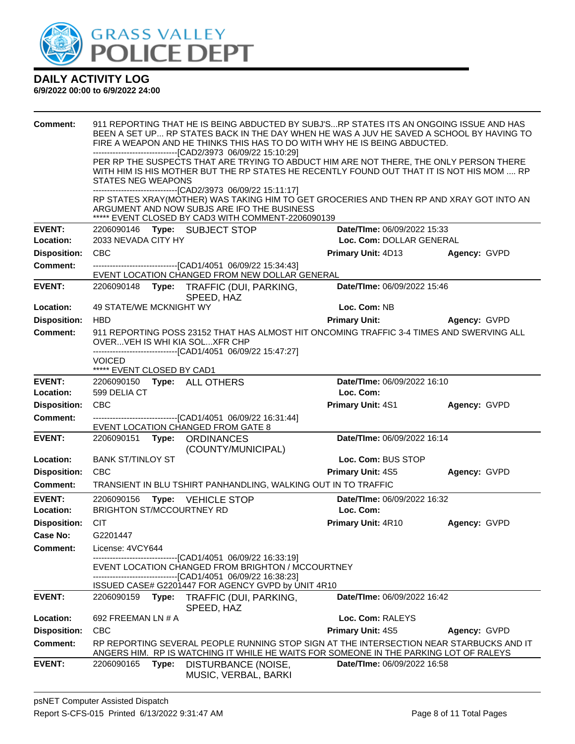# DAILY ACTIVITY LOG

**6/9/2022 00:00 to 6/9/2022 24:00**

**Comment:** 911 REPORTING THAT HE IS BEING ABDUCTED BY SUBJ'S...RP STATES ITS AN ONGOING ISSUE AND HAS BEEN A SET UP... RP STATES BACK IN THE DAY WHEN HE WAS A JUV HE SAVED A SCHOOL BY HAVING TO FIRE A WEAPON AND HE THINKS THIS HAS TO DO WITH WHY HE IS BEING ABDUCTED.
------------------------------[CAD2/3973 06/09/22 15:10:29]
PER RP THE SUSPECTS THAT ARE TRYING TO ABDUCT HIM ARE NOT THERE, THE ONLY PERSON THERE WITH HIM IS HIS MOTHER BUT THE RP STATES HE RECENTLY FOUND OUT THAT IT IS NOT HIS MOM .... RP STATES NEG WEAPONS
------------------------------[CAD2/3973 06/09/22 15:11:17]
RP STATES XRAY(MOTHER) WAS TAKING HIM TO GET GROCERIES AND THEN RP AND XRAY GOT INTO AN ARGUMENT AND NOW SUBJS ARE IFO THE BUSINESS
***** EVENT CLOSED BY CAD3 WITH COMMENT-2206090139

---

**EVENT:** 2206090146 **Type:** SUBJECT STOP **Date/TIme:** 06/09/2022 15:33
**Location:** 2033 NEVADA CITY HY **Loc. Com:** DOLLAR GENERAL
**Disposition:** CBC **Primary Unit:** 4D13 **Agency:** GVPD
**Comment:** ------------------------------[CAD1/4051 06/09/22 15:34:43]
EVENT LOCATION CHANGED FROM NEW DOLLAR GENERAL

---

**EVENT:** 2206090148 **Type:** TRAFFIC (DUI, PARKING, SPEED, HAZ **Date/TIme:** 06/09/2022 15:46
**Location:** 49 STATE/WE MCKNIGHT WY **Loc. Com:** NB
**Disposition:** HBD **Primary Unit:** **Agency:** GVPD
**Comment:** 911 REPORTING POSS 23152 THAT HAS ALMOST HIT ONCOMING TRAFFIC 3-4 TIMES AND SWERVING ALL OVER...VEH IS WHI KIA SOL...XFR CHP
------------------------------[CAD1/4051 06/09/22 15:47:27]
VOICED
***** EVENT CLOSED BY CAD1

---

**EVENT:** 2206090150 **Type:** ALL OTHERS **Date/TIme:** 06/09/2022 16:10
**Location:** 599 DELIA CT **Loc. Com:**
**Disposition:** CBC **Primary Unit:** 4S1 **Agency:** GVPD
**Comment:** ------------------------------[CAD1/4051 06/09/22 16:31:44]
EVENT LOCATION CHANGED FROM GATE 8

---

**EVENT:** 2206090151 **Type:** ORDINANCES (COUNTY/MUNICIPAL) **Date/TIme:** 06/09/2022 16:14
**Location:** BANK ST/TINLOY ST **Loc. Com:** BUS STOP
**Disposition:** CBC **Primary Unit:** 4S5 **Agency:** GVPD
**Comment:** TRANSIENT IN BLU TSHIRT PANHANDLING, WALKING OUT IN TO TRAFFIC

---

**EVENT:** 2206090156 **Type:** VEHICLE STOP **Date/TIme:** 06/09/2022 16:32
**Location:** BRIGHTON ST/MCCOURTNEY RD **Loc. Com:**
**Disposition:** CIT **Primary Unit:** 4R10 **Agency:** GVPD
**Case No:** G2201447
**Comment:** License: 4VCY644
------------------------------[CAD1/4051 06/09/22 16:33:19]
EVENT LOCATION CHANGED FROM BRIGHTON / MCCOURTNEY
------------------------------[CAD1/4051 06/09/22 16:38:23]
ISSUED CASE# G2201447 FOR AGENCY GVPD by UNIT 4R10

---

**EVENT:** 2206090159 **Type:** TRAFFIC (DUI, PARKING, SPEED, HAZ **Date/TIme:** 06/09/2022 16:42
**Location:** 692 FREEMAN LN # A **Loc. Com:** RALEYS
**Disposition:** CBC **Primary Unit:** 4S5 **Agency:** GVPD
**Comment:** RP REPORTING SEVERAL PEOPLE RUNNING STOP SIGN AT THE INTERSECTION NEAR STARBUCKS AND IT ANGERS HIM. RP IS WATCHING IT WHILE HE WAITS FOR SOMEONE IN THE PARKING LOT OF RALEYS

---

**EVENT:** 2206090165 **Type:** DISTURBANCE (NOISE, MUSIC, VERBAL, BARKI **Date/TIme:** 06/09/2022 16:58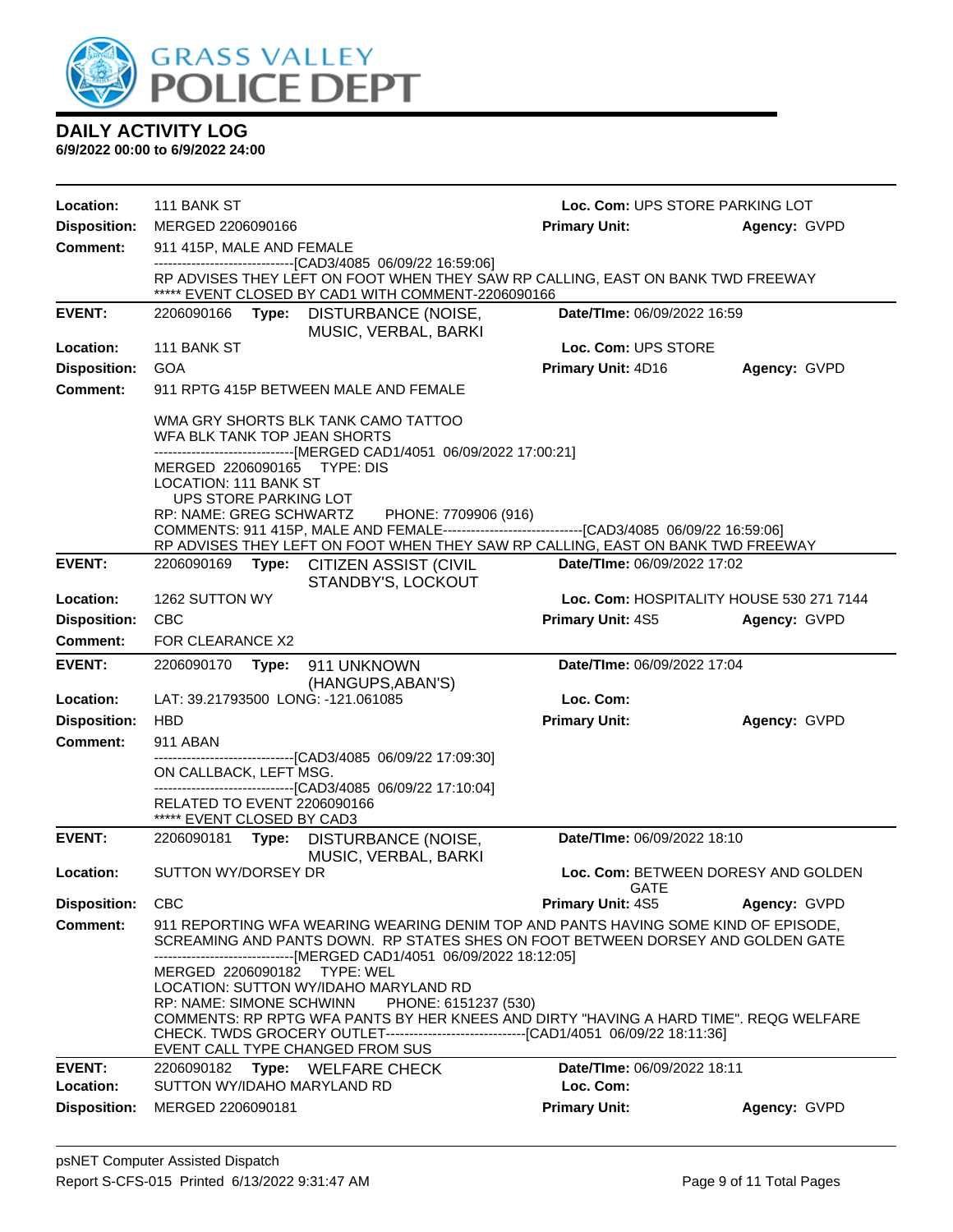# DAILY ACTIVITY LOG

**6/9/2022 00:00 to 6/9/2022 24:00**

| | | | |
|---|---|---|---|
| **Location:** | 111 BANK ST | **Loc. Com:** UPS STORE PARKING LOT | |
| **Disposition:** | MERGED 2206090166 | **Primary Unit:** | **Agency:** GVPD |
| **Comment:** | 911 415P, MALE AND FEMALE<br>------------------------------[CAD3/4085 06/09/22 16:59:06]<br>RP ADVISES THEY LEFT ON FOOT WHEN THEY SAW RP CALLING, EAST ON BANK TWD FREEWAY<br>***** EVENT CLOSED BY CAD1 WITH COMMENT-2206090166 | | |

| | | | |
|---|---|---|---|
| **EVENT:** | 2206090166 **Type:** DISTURBANCE (NOISE, MUSIC, VERBAL, BARKI | **Date/TIme:** 06/09/2022 16:59 | |
| **Location:** | 111 BANK ST | **Loc. Com:** UPS STORE | |
| **Disposition:** | GOA | **Primary Unit:** 4D16 | **Agency:** GVPD |
| **Comment:** | 911 RPTG 415P BETWEEN MALE AND FEMALE<br><br>WMA GRY SHORTS BLK TANK CAMO TATTOO<br>WFA BLK TANK TOP JEAN SHORTS<br>------------------------------[MERGED CAD1/4051 06/09/2022 17:00:21]<br>MERGED 2206090165 TYPE: DIS<br>LOCATION: 111 BANK ST<br>UPS STORE PARKING LOT<br>RP: NAME: GREG SCHWARTZ PHONE: 7709906 (916)<br>COMMENTS: 911 415P, MALE AND FEMALE------------------------------[CAD3/4085 06/09/22 16:59:06]<br>RP ADVISES THEY LEFT ON FOOT WHEN THEY SAW RP CALLING, EAST ON BANK TWD FREEWAY | | |

| | | | |
|---|---|---|---|
| **EVENT:** | 2206090169 **Type:** CITIZEN ASSIST (CIVIL STANDBY'S, LOCKOUT | **Date/TIme:** 06/09/2022 17:02 | |
| **Location:** | 1262 SUTTON WY | **Loc. Com:** HOSPITALITY HOUSE 530 271 7144 | |
| **Disposition:** | CBC | **Primary Unit:** 4S5 | **Agency:** GVPD |
| **Comment:** | FOR CLEARANCE X2 | | |

| | | | |
|---|---|---|---|
| **EVENT:** | 2206090170 **Type:** 911 UNKNOWN (HANGUPS,ABAN'S) | **Date/TIme:** 06/09/2022 17:04 | |
| **Location:** | LAT: 39.21793500 LONG: -121.061085 | **Loc. Com:** | |
| **Disposition:** | HBD | **Primary Unit:** | **Agency:** GVPD |
| **Comment:** | 911 ABAN<br>------------------------------[CAD3/4085 06/09/22 17:09:30]<br>ON CALLBACK, LEFT MSG.<br>------------------------------[CAD3/4085 06/09/22 17:10:04]<br>RELATED TO EVENT 2206090166<br>***** EVENT CLOSED BY CAD3 | | |

| | | | |
|---|---|---|---|
| **EVENT:** | 2206090181 **Type:** DISTURBANCE (NOISE, MUSIC, VERBAL, BARKI | **Date/TIme:** 06/09/2022 18:10 | |
| **Location:** | SUTTON WY/DORSEY DR | **Loc. Com:** BETWEEN DORESY AND GOLDEN GATE | |
| **Disposition:** | CBC | **Primary Unit:** 4S5 | **Agency:** GVPD |
| **Comment:** | 911 REPORTING WFA WEARING WEARING DENIM TOP AND PANTS HAVING SOME KIND OF EPISODE, SCREAMING AND PANTS DOWN. RP STATES SHES ON FOOT BETWEEN DORSEY AND GOLDEN GATE<br>------------------------------[MERGED CAD1/4051 06/09/2022 18:12:05]<br>MERGED 2206090182 TYPE: WEL<br>LOCATION: SUTTON WY/IDAHO MARYLAND RD<br>RP: NAME: SIMONE SCHWINN PHONE: 6151237 (530)<br>COMMENTS: RP RPTG WFA PANTS BY HER KNEES AND DIRTY "HAVING A HARD TIME". REQG WELFARE CHECK. TWDS GROCERY OUTLET------------------------------[CAD1/4051 06/09/22 18:11:36]<br>EVENT CALL TYPE CHANGED FROM SUS | | |

| | | | |
|---|---|---|---|
| **EVENT:** | 2206090182 **Type:** WELFARE CHECK | **Date/TIme:** 06/09/2022 18:11 | |
| **Location:** | SUTTON WY/IDAHO MARYLAND RD | **Loc. Com:** | |
| **Disposition:** | MERGED 2206090181 | **Primary Unit:** | **Agency:** GVPD |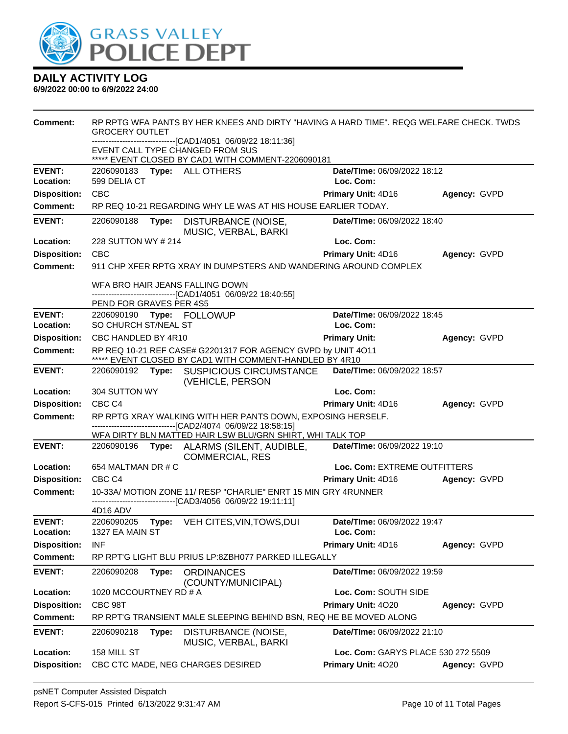# DAILY ACTIVITY LOG

**6/9/2022 00:00 to 6/9/2022 24:00**

**Comment:** RP RPTG WFA PANTS BY HER KNEES AND DIRTY "HAVING A HARD TIME". REQG WELFARE CHECK. TWDS GROCERY OUTLET
------------------------------[CAD1/4051 06/09/22 18:11:36]
EVENT CALL TYPE CHANGED FROM SUS
***** EVENT CLOSED BY CAD1 WITH COMMENT-2206090181

---

**EVENT:** 2206090183 **Type:** ALL OTHERS **Date/TIme:** 06/09/2022 18:12
**Location:** 599 DELIA CT **Loc. Com:**
**Disposition:** CBC **Primary Unit:** 4D16 **Agency:** GVPD
**Comment:** RP REQ 10-21 REGARDING WHY LE WAS AT HIS HOUSE EARLIER TODAY.

---

**EVENT:** 2206090188 **Type:** DISTURBANCE (NOISE, MUSIC, VERBAL, BARKI **Date/TIme:** 06/09/2022 18:40
**Location:** 228 SUTTON WY # 214 **Loc. Com:**
**Disposition:** CBC **Primary Unit:** 4D16 **Agency:** GVPD
**Comment:** 911 CHP XFER RPTG XRAY IN DUMPSTERS AND WANDERING AROUND COMPLEX

WFA BRO HAIR JEANS FALLING DOWN
------------------------------[CAD1/4051 06/09/22 18:40:55]
PEND FOR GRAVES PER 4S5

---

**EVENT:** 2206090190 **Type:** FOLLOWUP **Date/TIme:** 06/09/2022 18:45
**Location:** SO CHURCH ST/NEAL ST **Loc. Com:**
**Disposition:** CBC HANDLED BY 4R10 **Primary Unit:** **Agency:** GVPD
**Comment:** RP REQ 10-21 REF CASE# G2201317 FOR AGENCY GVPD by UNIT 4O11
***** EVENT CLOSED BY CAD1 WITH COMMENT-HANDLED BY 4R10

---

**EVENT:** 2206090192 **Type:** SUSPICIOUS CIRCUMSTANCE (VEHICLE, PERSON **Date/TIme:** 06/09/2022 18:57
**Location:** 304 SUTTON WY **Loc. Com:**
**Disposition:** CBC C4 **Primary Unit:** 4D16 **Agency:** GVPD
**Comment:** RP RPTG XRAY WALKING WITH HER PANTS DOWN, EXPOSING HERSELF.
------------------------------[CAD2/4074 06/09/22 18:58:15]
WFA DIRTY BLN MATTED HAIR LSW BLU/GRN SHIRT, WHI TALK TOP

---

**EVENT:** 2206090196 **Type:** ALARMS (SILENT, AUDIBLE, COMMERCIAL, RES **Date/TIme:** 06/09/2022 19:10
**Location:** 654 MALTMAN DR # C **Loc. Com:** EXTREME OUTFITTERS
**Disposition:** CBC C4 **Primary Unit:** 4D16 **Agency:** GVPD
**Comment:** 10-33A/ MOTION ZONE 11/ RESP "CHARLIE" ENRT 15 MIN GRY 4RUNNER
------------------------------[CAD3/4056 06/09/22 19:11:11]
4D16 ADV

---

**EVENT:** 2206090205 **Type:** VEH CITES,VIN,TOWS,DUI **Date/TIme:** 06/09/2022 19:47
**Location:** 1327 EA MAIN ST **Loc. Com:**
**Disposition:** INF **Primary Unit:** 4D16 **Agency:** GVPD
**Comment:** RP RPT'G LIGHT BLU PRIUS LP:8ZBH077 PARKED ILLEGALLY

---

**EVENT:** 2206090208 **Type:** ORDINANCES (COUNTY/MUNICIPAL) **Date/TIme:** 06/09/2022 19:59
**Location:** 1020 MCCOURTNEY RD # A **Loc. Com:** SOUTH SIDE
**Disposition:** CBC 98T **Primary Unit:** 4O20 **Agency:** GVPD
**Comment:** RP RPT'G TRANSIENT MALE SLEEPING BEHIND BSN, REQ HE BE MOVED ALONG

---

**EVENT:** 2206090218 **Type:** DISTURBANCE (NOISE, MUSIC, VERBAL, BARKI **Date/TIme:** 06/09/2022 21:10
**Location:** 158 MILL ST **Loc. Com:** GARYS PLACE 530 272 5509
**Disposition:** CBC CTC MADE, NEG CHARGES DESIRED **Primary Unit:** 4O20 **Agency:** GVPD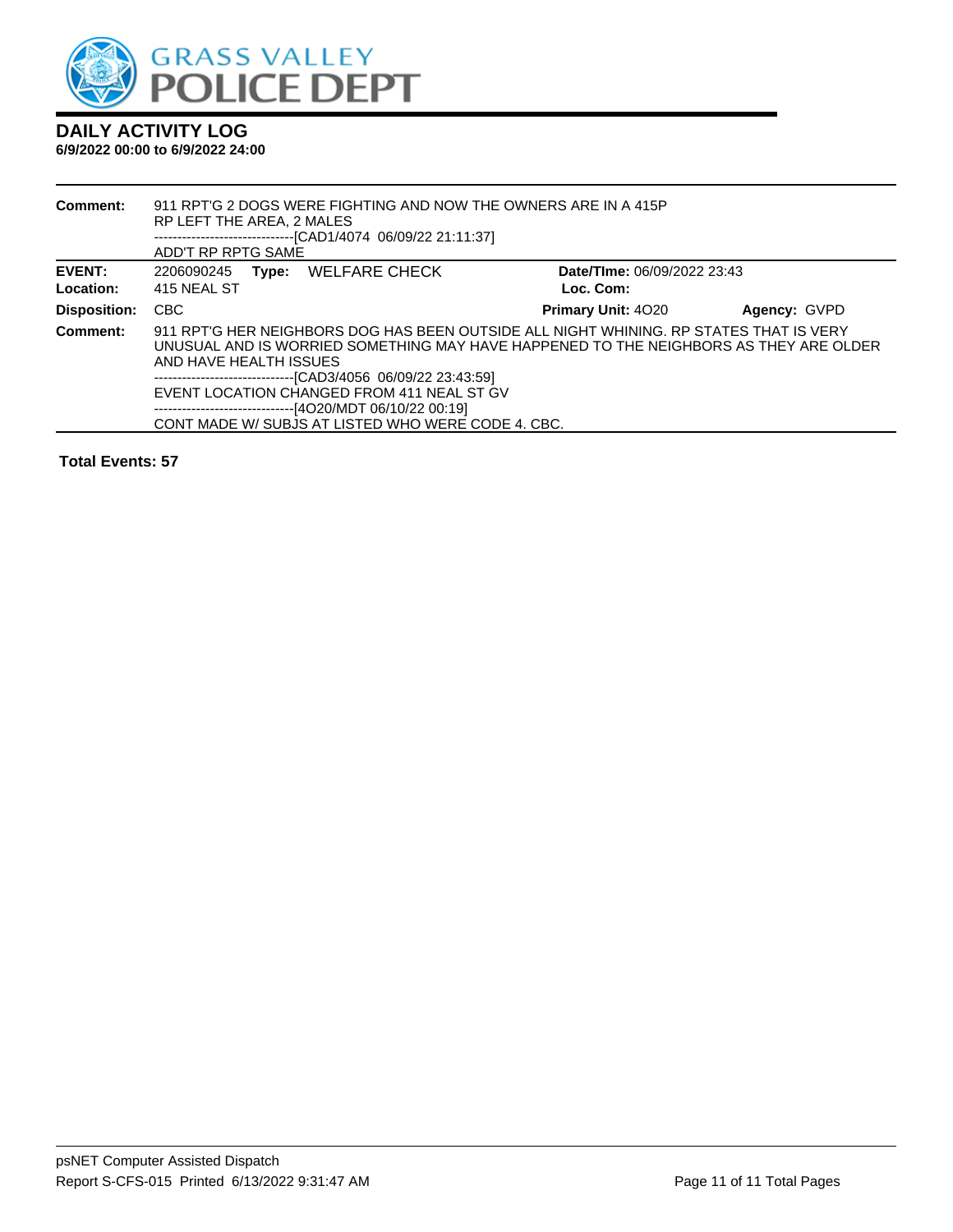# GRASS VALLEY POLICE DEPT

## DAILY ACTIVITY LOG

**6/9/2022 00:00 to 6/9/2022 24:00**

| | |
|---|---|
| **Comment:** | 911 RPT'G 2 DOGS WERE FIGHTING AND NOW THE OWNERS ARE IN A 415P<br>RP LEFT THE AREA, 2 MALES<br>------------------------------[CAD1/4074 06/09/22 21:11:37]<br>ADD'T RP RPTG SAME |

| | | | | | |
|---|---|---|---|---|---|
| **EVENT:** | 2206090245 **Type:** WELFARE CHECK | **Date/TIme:** 06/09/2022 23:43 | | | |
| **Location:** | 415 NEAL ST | **Loc. Com:** | | | |
| **Disposition:** | CBC | **Primary Unit:** 4O20 | **Agency:** GVPD | | |
| **Comment:** | 911 RPT'G HER NEIGHBORS DOG HAS BEEN OUTSIDE ALL NIGHT WHINING. RP STATES THAT IS VERY UNUSUAL AND IS WORRIED SOMETHING MAY HAVE HAPPENED TO THE NEIGHBORS AS THEY ARE OLDER AND HAVE HEALTH ISSUES<br>------------------------------[CAD3/4056 06/09/22 23:43:59]<br>EVENT LOCATION CHANGED FROM 411 NEAL ST GV<br>------------------------------[4O20/MDT 06/10/22 00:19]<br>CONT MADE W/ SUBJS AT LISTED WHO WERE CODE 4. CBC. | | | | |

**Total Events: 57**

psNET Computer Assisted Dispatch
Report S-CFS-015 Printed 6/13/2022 9:31:47 AM